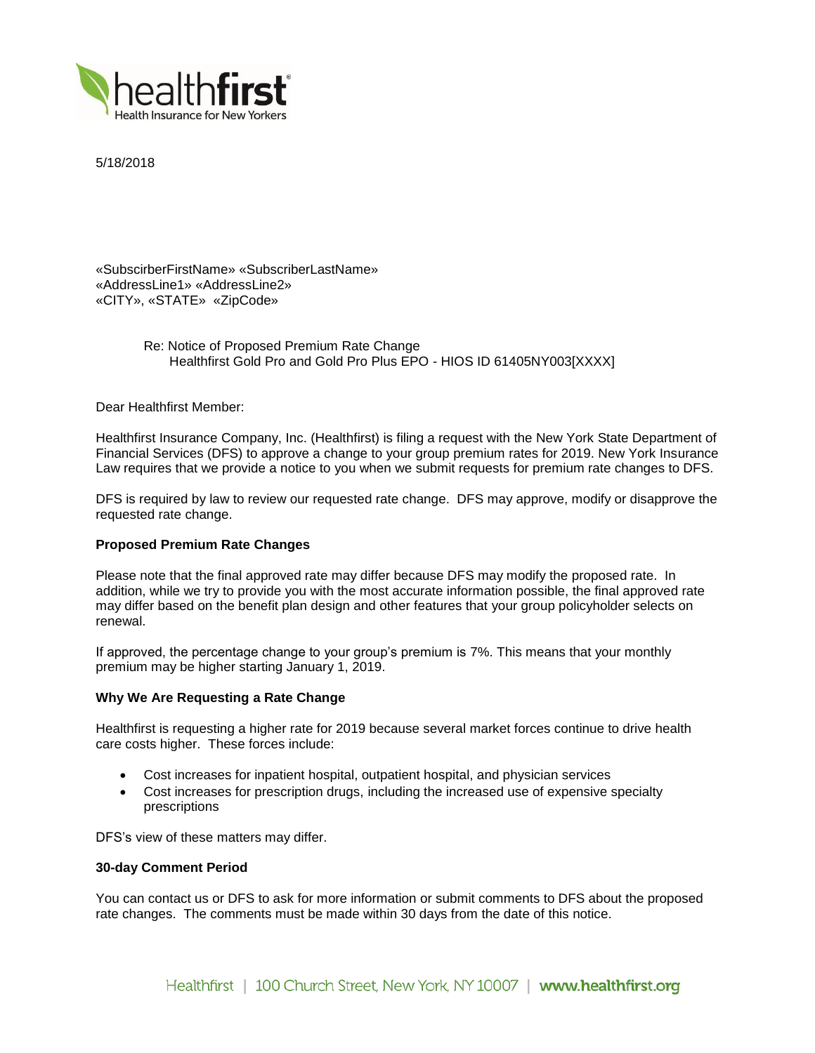5/18/2018

«SubscirberFirstName» «SubscriberLastName»
«AddressLine1» «AddressLine2»
«CITY», «STATE» «ZipCode»

Re: Notice of Proposed Premium Rate Change
Healthfirst Gold Pro and Gold Pro Plus EPO - HIOS ID 61405NY003[XXXX]

Dear Healthfirst Member:

Healthfirst Insurance Company, Inc. (Healthfirst) is filing a request with the New York State Department of Financial Services (DFS) to approve a change to your group premium rates for 2019. New York Insurance Law requires that we provide a notice to you when we submit requests for premium rate changes to DFS.

DFS is required by law to review our requested rate change. DFS may approve, modify or disapprove the requested rate change.

**Proposed Premium Rate Changes**

Please note that the final approved rate may differ because DFS may modify the proposed rate. In addition, while we try to provide you with the most accurate information possible, the final approved rate may differ based on the benefit plan design and other features that your group policyholder selects on renewal.

If approved, the percentage change to your group's premium is 7%. This means that your monthly premium may be higher starting January 1, 2019.

**Why We Are Requesting a Rate Change**

Healthfirst is requesting a higher rate for 2019 because several market forces continue to drive health care costs higher. These forces include:

- Cost increases for inpatient hospital, outpatient hospital, and physician services
- Cost increases for prescription drugs, including the increased use of expensive specialty prescriptions

DFS's view of these matters may differ.

**30-day Comment Period**

You can contact us or DFS to ask for more information or submit comments to DFS about the proposed rate changes. The comments must be made within 30 days from the date of this notice.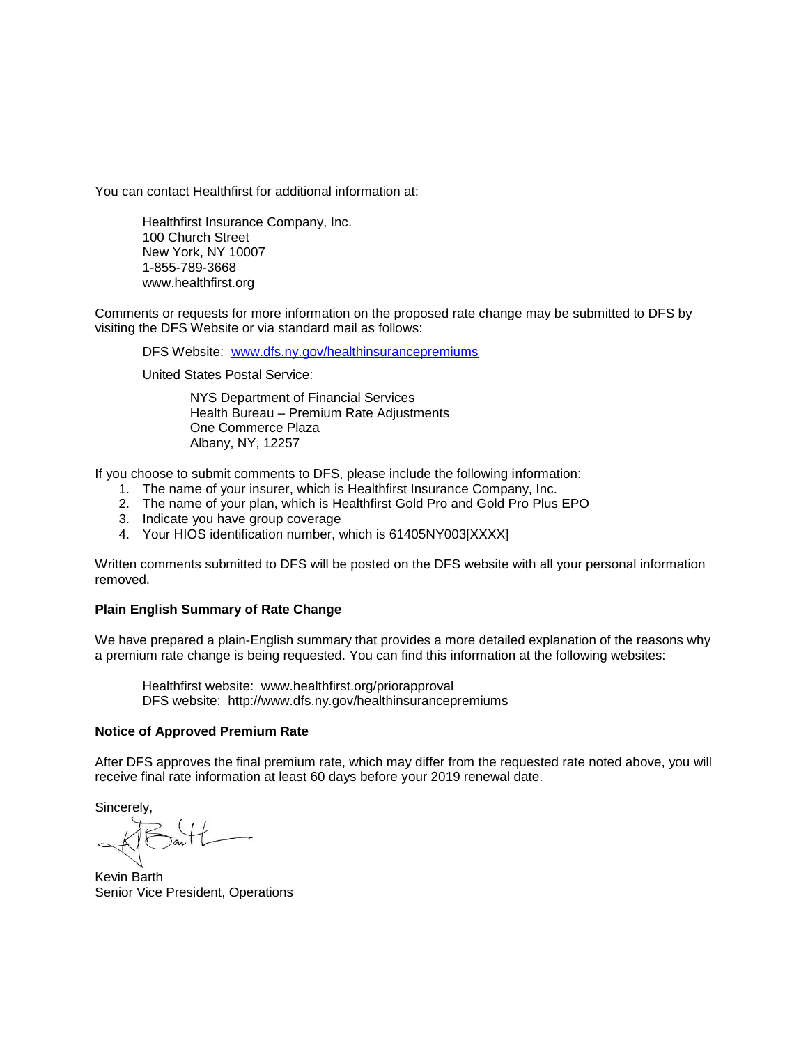You can contact Healthfirst for additional information at:

Healthfirst Insurance Company, Inc.
100 Church Street
New York, NY 10007
1-855-789-3668
www.healthfirst.org

Comments or requests for more information on the proposed rate change may be submitted to DFS by visiting the DFS Website or via standard mail as follows:

DFS Website: [www.dfs.ny.gov/healthinsurancepremiums](http://www.dfs.ny.gov/healthinsurancepremiums)

United States Postal Service:

NYS Department of Financial Services
Health Bureau – Premium Rate Adjustments
One Commerce Plaza
Albany, NY, 12257

If you choose to submit comments to DFS, please include the following information:

1. The name of your insurer, which is Healthfirst Insurance Company, Inc.
2. The name of your plan, which is Healthfirst Gold Pro and Gold Pro Plus EPO
3. Indicate you have group coverage
4. Your HIOS identification number, which is 61405NY003[XXXX]

Written comments submitted to DFS will be posted on the DFS website with all your personal information removed.

**Plain English Summary of Rate Change**

We have prepared a plain-English summary that provides a more detailed explanation of the reasons why a premium rate change is being requested. You can find this information at the following websites:

Healthfirst website: www.healthfirst.org/priorapproval
DFS website: http://www.dfs.ny.gov/healthinsurancepremiums

**Notice of Approved Premium Rate**

After DFS approves the final premium rate, which may differ from the requested rate noted above, you will receive final rate information at least 60 days before your 2019 renewal date.

Sincerely,

Kevin Barth
Senior Vice President, Operations